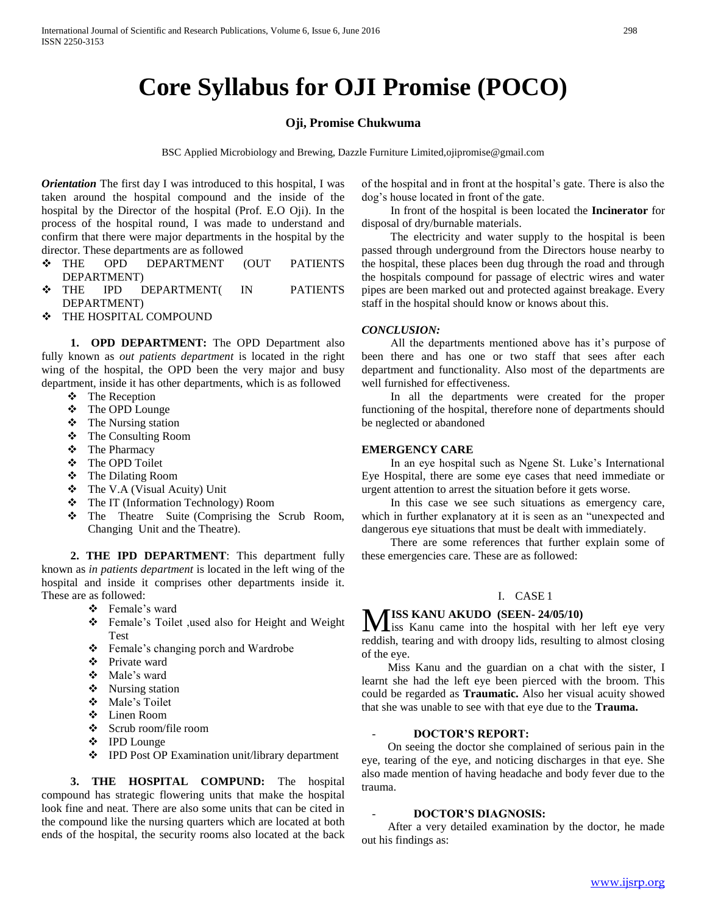# Core Syllabus for OJI Promise (POCO)

**Oji, Promise Chukwuma**

BSC Applied Microbiology and Brewing, Dazzle Furniture Limited,ojipromise@gmail.com

***Orientation*** The first day I was introduced to this hospital, I was taken around the hospital compound and the inside of the hospital by the Director of the hospital (Prof. E.O Oji). In the process of the hospital round, I was made to understand and confirm that there were major departments in the hospital by the director. These departments are as followed

- THE OPD DEPARTMENT (OUT PATIENTS DEPARTMENT)
- THE IPD DEPARTMENT( IN PATIENTS DEPARTMENT)
- THE HOSPITAL COMPOUND

**1. OPD DEPARTMENT:** The OPD Department also fully known as *out patients department* is located in the right wing of the hospital, the OPD been the very major and busy department, inside it has other departments, which is as followed

- The Reception
- The OPD Lounge
- The Nursing station
- The Consulting Room
- The Pharmacy
- The OPD Toilet
- The Dilating Room
- The V.A (Visual Acuity) Unit
- The IT (Information Technology) Room
- The Theatre Suite (Comprising the Scrub Room, Changing Unit and the Theatre).

**2. THE IPD DEPARTMENT**: This department fully known as *in patients department* is located in the left wing of the hospital and inside it comprises other departments inside it. These are as followed:

- Female's ward
- Female's Toilet ,used also for Height and Weight Test
- Female's changing porch and Wardrobe
- Private ward
- Male's ward
- Nursing station
- Male's Toilet
- Linen Room
- Scrub room/file room
- IPD Lounge
- IPD Post OP Examination unit/library department

**3. THE HOSPITAL COMPUND:** The hospital compound has strategic flowering units that make the hospital look fine and neat. There are also some units that can be cited in the compound like the nursing quarters which are located at both ends of the hospital, the security rooms also located at the back of the hospital and in front at the hospital's gate. There is also the dog's house located in front of the gate.

In front of the hospital is been located the **Incinerator** for disposal of dry/burnable materials.

The electricity and water supply to the hospital is been passed through underground from the Directors house nearby to the hospital, these places been dug through the road and through the hospitals compound for passage of electric wires and water pipes are been marked out and protected against breakage. Every staff in the hospital should know or knows about this.

***CONCLUSION:***

All the departments mentioned above has it's purpose of been there and has one or two staff that sees after each department and functionality. Also most of the departments are well furnished for effectiveness.

In all the departments were created for the proper functioning of the hospital, therefore none of departments should be neglected or abandoned

**EMERGENCY CARE**

In an eye hospital such as Ngene St. Luke's International Eye Hospital, there are some eye cases that need immediate or urgent attention to arrest the situation before it gets worse.

In this case we see such situations as emergency care, which in further explanatory at it is seen as an "unexpected and dangerous eye situations that must be dealt with immediately.

There are some references that further explain some of these emergencies care. These are as followed:

## I. CASE 1

**MISS KANU AKUDO (SEEN- 24/05/10)**

Miss Kanu came into the hospital with her left eye very reddish, tearing and with droopy lids, resulting to almost closing of the eye.

Miss Kanu and the guardian on a chat with the sister, I learnt she had the left eye been pierced with the broom. This could be regarded as **Traumatic.** Also her visual acuity showed that she was unable to see with that eye due to the **Trauma.**

- **DOCTOR'S REPORT:**

On seeing the doctor she complained of serious pain in the eye, tearing of the eye, and noticing discharges in that eye. She also made mention of having headache and body fever due to the trauma.

- **DOCTOR'S DIAGNOSIS:**

After a very detailed examination by the doctor, he made out his findings as: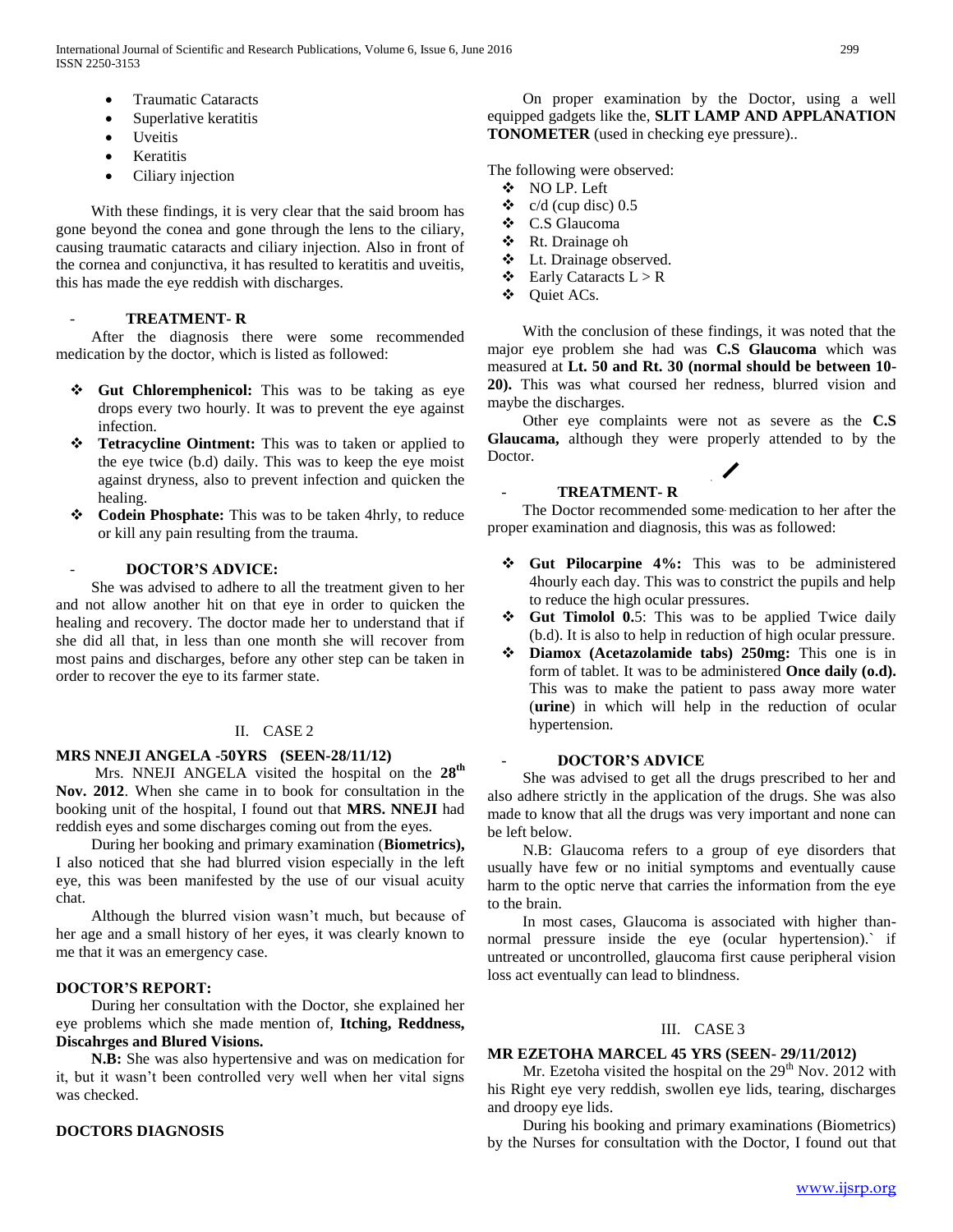- Traumatic Cataracts
- Superlative keratitis
- Uveitis
- Keratitis
- Ciliary injection

With these findings, it is very clear that the said broom has gone beyond the conea and gone through the lens to the ciliary, causing traumatic cataracts and ciliary injection. Also in front of the cornea and conjunctiva, it has resulted to keratitis and uveitis, this has made the eye reddish with discharges.

- **TREATMENT- R**

After the diagnosis there were some recommended medication by the doctor, which is listed as followed:

- **Gut Chloremphenicol:** This was to be taking as eye drops every two hourly. It was to prevent the eye against infection.
- **Tetracycline Ointment:** This was to taken or applied to the eye twice (b.d) daily. This was to keep the eye moist against dryness, also to prevent infection and quicken the healing.
- **Codein Phosphate:** This was to be taken 4hrly, to reduce or kill any pain resulting from the trauma.

- **DOCTOR'S ADVICE:**

She was advised to adhere to all the treatment given to her and not allow another hit on that eye in order to quicken the healing and recovery. The doctor made her to understand that if she did all that, in less than one month she will recover from most pains and discharges, before any other step can be taken in order to recover the eye to its farmer state.

## II. CASE 2

**MRS NNEJI ANGELA -50YRS (SEEN-28/11/12)**

Mrs. NNEJI ANGELA visited the hospital on the **28th Nov. 2012**. When she came in to book for consultation in the booking unit of the hospital, I found out that **MRS. NNEJI** had reddish eyes and some discharges coming out from the eyes.

During her booking and primary examination (**Biometrics),** I also noticed that she had blurred vision especially in the left eye, this was been manifested by the use of our visual acuity chat.

Although the blurred vision wasn't much, but because of her age and a small history of her eyes, it was clearly known to me that it was an emergency case.

**DOCTOR'S REPORT:**

During her consultation with the Doctor, she explained her eye problems which she made mention of, **Itching, Reddness, Discahrges and Blured Visions.**

**N.B:** She was also hypertensive and was on medication for it, but it wasn't been controlled very well when her vital signs was checked.

**DOCTORS DIAGNOSIS**

On proper examination by the Doctor, using a well equipped gadgets like the, **SLIT LAMP AND APPLANATION TONOMETER** (used in checking eye pressure)..

The following were observed:

- NO LP. Left
- c/d (cup disc) 0.5
- C.S Glaucoma
- Rt. Drainage oh
- Lt. Drainage observed.
- Early Cataracts L > R
- Quiet ACs.

With the conclusion of these findings, it was noted that the major eye problem she had was **C.S Glaucoma** which was measured at **Lt. 50 and Rt. 30 (normal should be between 10-20).** This was what coursed her redness, blurred vision and maybe the discharges.

Other eye complaints were not as severe as the **C.S Glaucama,** although they were properly attended to by the Doctor.

- **TREATMENT- R**

The Doctor recommended some medication to her after the proper examination and diagnosis, this was as followed:

- **Gut Pilocarpine 4%:** This was to be administered 4hourly each day. This was to constrict the pupils and help to reduce the high ocular pressures.
- **Gut Timolol 0.**5: This was to be applied Twice daily (b.d). It is also to help in reduction of high ocular pressure.
- **Diamox (Acetazolamide tabs) 250mg:** This one is in form of tablet. It was to be administered **Once daily (o.d).** This was to make the patient to pass away more water (**urine**) in which will help in the reduction of ocular hypertension.

- **DOCTOR'S ADVICE**

She was advised to get all the drugs prescribed to her and also adhere strictly in the application of the drugs. She was also made to know that all the drugs was very important and none can be left below.

N.B: Glaucoma refers to a group of eye disorders that usually have few or no initial symptoms and eventually cause harm to the optic nerve that carries the information from the eye to the brain.

In most cases, Glaucoma is associated with higher than-normal pressure inside the eye (ocular hypertension).` if untreated or uncontrolled, glaucoma first cause peripheral vision loss act eventually can lead to blindness.

## III. CASE 3

**MR EZETOHA MARCEL 45 YRS (SEEN- 29/11/2012)**

Mr. Ezetoha visited the hospital on the 29th Nov. 2012 with his Right eye very reddish, swollen eye lids, tearing, discharges and droopy eye lids.

During his booking and primary examinations (Biometrics) by the Nurses for consultation with the Doctor, I found out that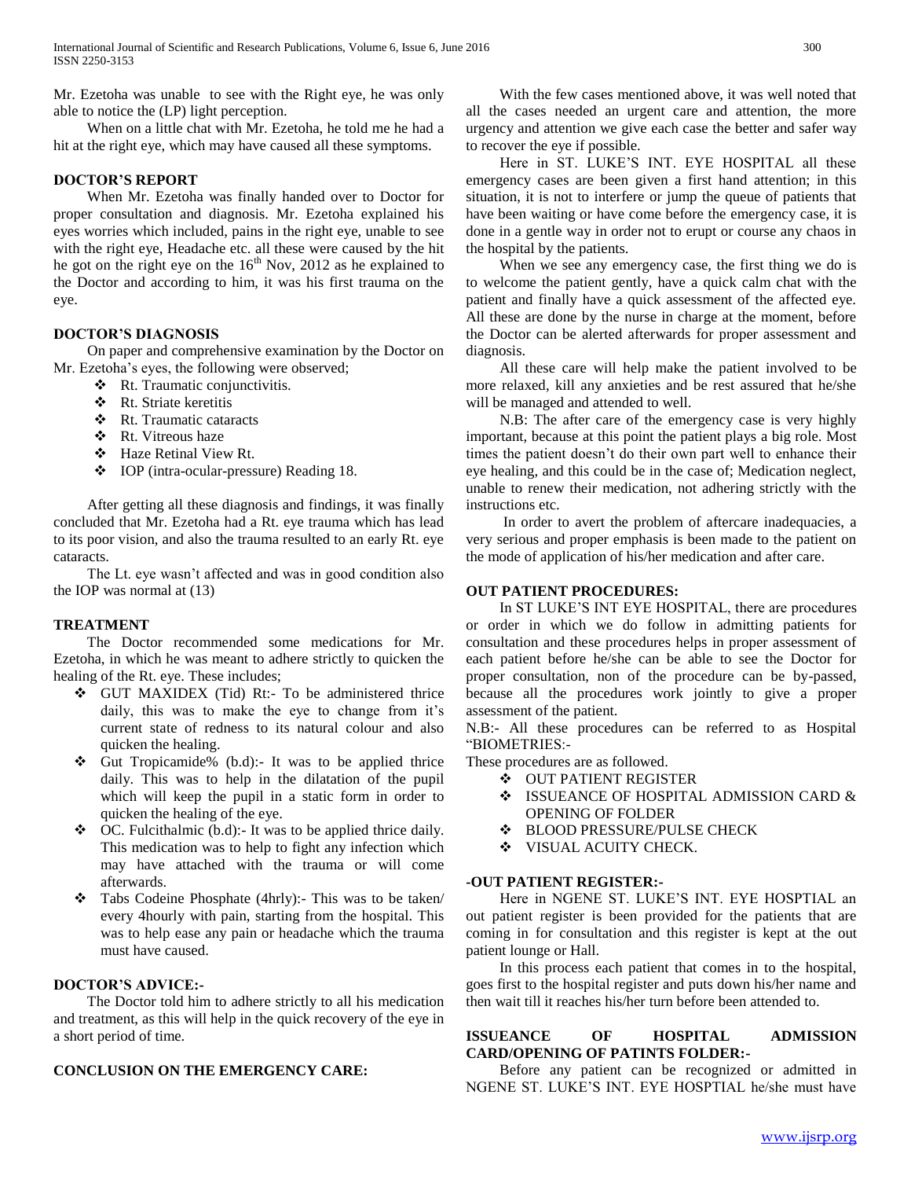Mr. Ezetoha was unable to see with the Right eye, he was only able to notice the (LP) light perception.

When on a little chat with Mr. Ezetoha, he told me he had a hit at the right eye, which may have caused all these symptoms.

**DOCTOR'S REPORT**

When Mr. Ezetoha was finally handed over to Doctor for proper consultation and diagnosis. Mr. Ezetoha explained his eyes worries which included, pains in the right eye, unable to see with the right eye, Headache etc. all these were caused by the hit he got on the right eye on the 16th Nov, 2012 as he explained to the Doctor and according to him, it was his first trauma on the eye.

**DOCTOR'S DIAGNOSIS**

On paper and comprehensive examination by the Doctor on Mr. Ezetoha's eyes, the following were observed;

- Rt. Traumatic conjunctivitis.
- Rt. Striate keretitis
- Rt. Traumatic cataracts
- Rt. Vitreous haze
- Haze Retinal View Rt.
- IOP (intra-ocular-pressure) Reading 18.

After getting all these diagnosis and findings, it was finally concluded that Mr. Ezetoha had a Rt. eye trauma which has lead to its poor vision, and also the trauma resulted to an early Rt. eye cataracts.

The Lt. eye wasn't affected and was in good condition also the IOP was normal at (13)

**TREATMENT**

The Doctor recommended some medications for Mr. Ezetoha, in which he was meant to adhere strictly to quicken the healing of the Rt. eye. These includes;

- GUT MAXIDEX (Tid) Rt:- To be administered thrice daily, this was to make the eye to change from it's current state of redness to its natural colour and also quicken the healing.
- Gut Tropicamide% (b.d):- It was to be applied thrice daily. This was to help in the dilatation of the pupil which will keep the pupil in a static form in order to quicken the healing of the eye.
- OC. Fulcithalmic (b.d):- It was to be applied thrice daily. This medication was to help to fight any infection which may have attached with the trauma or will come afterwards.
- Tabs Codeine Phosphate (4hrly):- This was to be taken/ every 4hourly with pain, starting from the hospital. This was to help ease any pain or headache which the trauma must have caused.

**DOCTOR'S ADVICE:-**

The Doctor told him to adhere strictly to all his medication and treatment, as this will help in the quick recovery of the eye in a short period of time.

**CONCLUSION ON THE EMERGENCY CARE:**

With the few cases mentioned above, it was well noted that all the cases needed an urgent care and attention, the more urgency and attention we give each case the better and safer way to recover the eye if possible.

Here in ST. LUKE'S INT. EYE HOSPITAL all these emergency cases are been given a first hand attention; in this situation, it is not to interfere or jump the queue of patients that have been waiting or have come before the emergency case, it is done in a gentle way in order not to erupt or course any chaos in the hospital by the patients.

When we see any emergency case, the first thing we do is to welcome the patient gently, have a quick calm chat with the patient and finally have a quick assessment of the affected eye. All these are done by the nurse in charge at the moment, before the Doctor can be alerted afterwards for proper assessment and diagnosis.

All these care will help make the patient involved to be more relaxed, kill any anxieties and be rest assured that he/she will be managed and attended to well.

N.B: The after care of the emergency case is very highly important, because at this point the patient plays a big role. Most times the patient doesn't do their own part well to enhance their eye healing, and this could be in the case of; Medication neglect, unable to renew their medication, not adhering strictly with the instructions etc.

In order to avert the problem of aftercare inadequacies, a very serious and proper emphasis is been made to the patient on the mode of application of his/her medication and after care.

**OUT PATIENT PROCEDURES:**

In ST LUKE'S INT EYE HOSPITAL, there are procedures or order in which we do follow in admitting patients for consultation and these procedures helps in proper assessment of each patient before he/she can be able to see the Doctor for proper consultation, non of the procedure can be by-passed, because all the procedures work jointly to give a proper assessment of the patient.

N.B:- All these procedures can be referred to as Hospital "BIOMETRIES:-

These procedures are as followed.

- OUT PATIENT REGISTER
- ISSUEANCE OF HOSPITAL ADMISSION CARD & OPENING OF FOLDER
- BLOOD PRESSURE/PULSE CHECK
- VISUAL ACUITY CHECK.

**-OUT PATIENT REGISTER:-**

Here in NGENE ST. LUKE'S INT. EYE HOSPTIAL an out patient register is been provided for the patients that are coming in for consultation and this register is kept at the out patient lounge or Hall.

In this process each patient that comes in to the hospital, goes first to the hospital register and puts down his/her name and then wait till it reaches his/her turn before been attended to.

**ISSUEANCE OF HOSPITAL ADMISSION CARD/OPENING OF PATINTS FOLDER:-**

Before any patient can be recognized or admitted in NGENE ST. LUKE'S INT. EYE HOSPTIAL he/she must have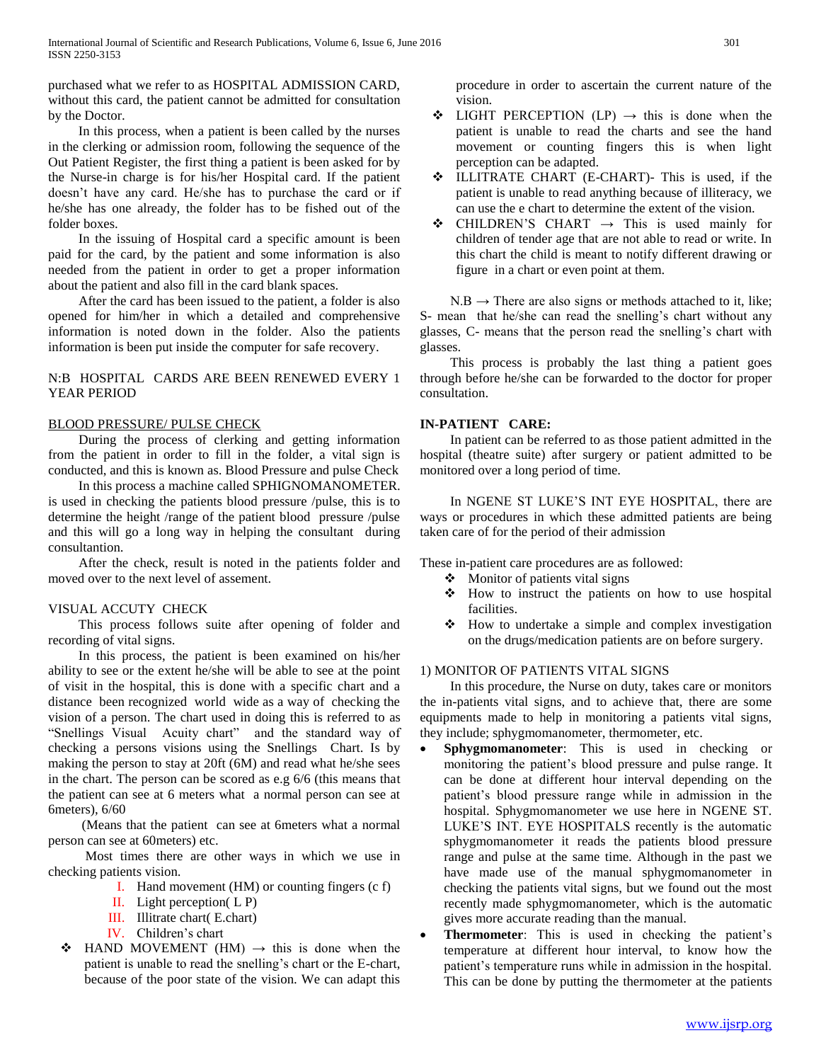purchased what we refer to as HOSPITAL ADMISSION CARD, without this card, the patient cannot be admitted for consultation by the Doctor.

In this process, when a patient is been called by the nurses in the clerking or admission room, following the sequence of the Out Patient Register, the first thing a patient is been asked for by the Nurse-in charge is for his/her Hospital card. If the patient doesn't have any card. He/she has to purchase the card or if he/she has one already, the folder has to be fished out of the folder boxes.

In the issuing of Hospital card a specific amount is been paid for the card, by the patient and some information is also needed from the patient in order to get a proper information about the patient and also fill in the card blank spaces.

After the card has been issued to the patient, a folder is also opened for him/her in which a detailed and comprehensive information is noted down in the folder. Also the patients information is been put inside the computer for safe recovery.

N:B HOSPITAL CARDS ARE BEEN RENEWED EVERY 1 YEAR PERIOD

BLOOD PRESSURE/ PULSE CHECK

During the process of clerking and getting information from the patient in order to fill in the folder, a vital sign is conducted, and this is known as. Blood Pressure and pulse Check

In this process a machine called SPHIGNOMANOMETER. is used in checking the patients blood pressure /pulse, this is to determine the height /range of the patient blood pressure /pulse and this will go a long way in helping the consultant during consultantion.

After the check, result is noted in the patients folder and moved over to the next level of assement.

VISUAL ACCUTY CHECK

This process follows suite after opening of folder and recording of vital signs.

In this process, the patient is been examined on his/her ability to see or the extent he/she will be able to see at the point of visit in the hospital, this is done with a specific chart and a distance been recognized world wide as a way of checking the vision of a person. The chart used in doing this is referred to as "Snellings Visual Acuity chart" and the standard way of checking a persons visions using the Snellings Chart. Is by making the person to stay at 20ft (6M) and read what he/she sees in the chart. The person can be scored as e.g 6/6 (this means that the patient can see at 6 meters what a normal person can see at 6meters), 6/60

(Means that the patient can see at 6meters what a normal person can see at 60meters) etc.

Most times there are other ways in which we use in checking patients vision.

I. Hand movement (HM) or counting fingers (c f)
II. Light perception( L P)
III. Illitrate chart( E.chart)
IV. Children's chart

- HAND MOVEMENT (HM) → this is done when the patient is unable to read the snelling's chart or the E-chart, because of the poor state of the vision. We can adapt this procedure in order to ascertain the current nature of the vision.
- LIGHT PERCEPTION (LP) → this is done when the patient is unable to read the charts and see the hand movement or counting fingers this is when light perception can be adapted.
- ILLITRATE CHART (E-CHART)- This is used, if the patient is unable to read anything because of illiteracy, we can use the e chart to determine the extent of the vision.
- CHILDREN'S CHART → This is used mainly for children of tender age that are not able to read or write. In this chart the child is meant to notify different drawing or figure in a chart or even point at them.

N.B → There are also signs or methods attached to it, like; S- mean that he/she can read the snelling's chart without any glasses, C- means that the person read the snelling's chart with glasses.

This process is probably the last thing a patient goes through before he/she can be forwarded to the doctor for proper consultation.

**IN-PATIENT CARE:**

In patient can be referred to as those patient admitted in the hospital (theatre suite) after surgery or patient admitted to be monitored over a long period of time.

In NGENE ST LUKE'S INT EYE HOSPITAL, there are ways or procedures in which these admitted patients are being taken care of for the period of their admission

These in-patient care procedures are as followed:

- Monitor of patients vital signs
- How to instruct the patients on how to use hospital facilities.
- How to undertake a simple and complex investigation on the drugs/medication patients are on before surgery.

1) MONITOR OF PATIENTS VITAL SIGNS

In this procedure, the Nurse on duty, takes care or monitors the in-patients vital signs, and to achieve that, there are some equipments made to help in monitoring a patients vital signs, they include; sphygmomanometer, thermometer, etc.

- **Sphygmomanometer**: This is used in checking or monitoring the patient's blood pressure and pulse range. It can be done at different hour interval depending on the patient's blood pressure range while in admission in the hospital. Sphygmomanometer we use here in NGENE ST. LUKE'S INT. EYE HOSPITALS recently is the automatic sphygmomanometer it reads the patients blood pressure range and pulse at the same time. Although in the past we have made use of the manual sphygmomanometer in checking the patients vital signs, but we found out the most recently made sphygmomanometer, which is the automatic gives more accurate reading than the manual.
- **Thermometer**: This is used in checking the patient's temperature at different hour interval, to know how the patient's temperature runs while in admission in the hospital. This can be done by putting the thermometer at the patients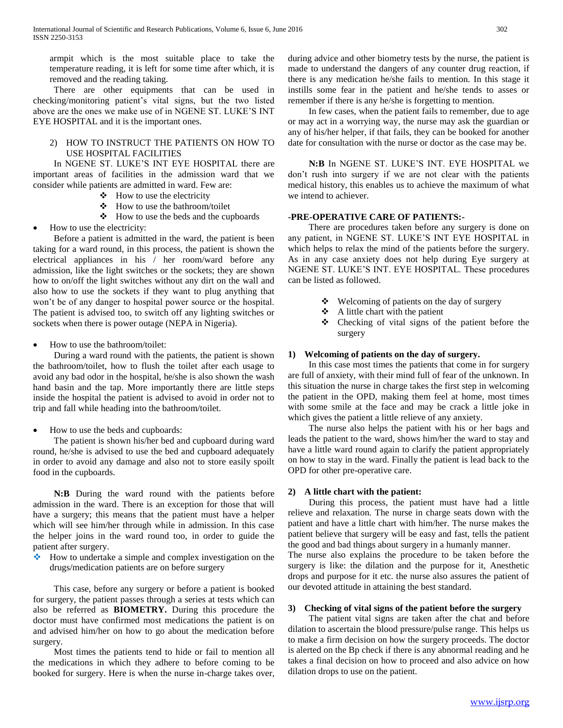armpit which is the most suitable place to take the temperature reading, it is left for some time after which, it is removed and the reading taking.

There are other equipments that can be used in checking/monitoring patient's vital signs, but the two listed above are the ones we make use of in NGENE ST. LUKE'S INT EYE HOSPITAL and it is the important ones.

2) HOW TO INSTRUCT THE PATIENTS ON HOW TO USE HOSPITAL FACILITIES

In NGENE ST. LUKE'S INT EYE HOSPITAL there are important areas of facilities in the admission ward that we consider while patients are admitted in ward. Few are:

- ❖ How to use the electricity
- ❖ How to use the bathroom/toilet
- ❖ How to use the beds and the cupboards

- How to use the electricity:

Before a patient is admitted in the ward, the patient is been taking for a ward round, in this process, the patient is shown the electrical appliances in his / her room/ward before any admission, like the light switches or the sockets; they are shown how to on/off the light switches without any dirt on the wall and also how to use the sockets if they want to plug anything that won't be of any danger to hospital power source or the hospital. The patient is advised too, to switch off any lighting switches or sockets when there is power outage (NEPA in Nigeria).

- How to use the bathroom/toilet:

During a ward round with the patients, the patient is shown the bathroom/toilet, how to flush the toilet after each usage to avoid any bad odor in the hospital, he/she is also shown the wash hand basin and the tap. More importantly there are little steps inside the hospital the patient is advised to avoid in order not to trip and fall while heading into the bathroom/toilet.

- How to use the beds and cupboards:

The patient is shown his/her bed and cupboard during ward round, he/she is advised to use the bed and cupboard adequately in order to avoid any damage and also not to store easily spoilt food in the cupboards.

**N:B** During the ward round with the patients before admission in the ward. There is an exception for those that will have a surgery; this means that the patient must have a helper which will see him/her through while in admission. In this case the helper joins in the ward round too, in order to guide the patient after surgery.

- ❖ How to undertake a simple and complex investigation on the drugs/medication patients are on before surgery

This case, before any surgery or before a patient is booked for surgery, the patient passes through a series at tests which can also be referred as **BIOMETRY.** During this procedure the doctor must have confirmed most medications the patient is on and advised him/her on how to go about the medication before surgery.

Most times the patients tend to hide or fail to mention all the medications in which they adhere to before coming to be booked for surgery. Here is when the nurse in-charge takes over, during advice and other biometry tests by the nurse, the patient is made to understand the dangers of any counter drug reaction, if there is any medication he/she fails to mention. In this stage it instills some fear in the patient and he/she tends to asses or remember if there is any he/she is forgetting to mention.

In few cases, when the patient fails to remember, due to age or may act in a worrying way, the nurse may ask the guardian or any of his/her helper, if that fails, they can be booked for another date for consultation with the nurse or doctor as the case may be.

**N:B** In NGENE ST. LUKE'S INT. EYE HOSPITAL we don't rush into surgery if we are not clear with the patients medical history, this enables us to achieve the maximum of what we intend to achiever.

**-PRE-OPERATIVE CARE OF PATIENTS:-**

There are procedures taken before any surgery is done on any patient, in NGENE ST. LUKE'S INT EYE HOSPITAL in which helps to relax the mind of the patients before the surgery. As in any case anxiety does not help during Eye surgery at NGENE ST. LUKE'S INT. EYE HOSPITAL. These procedures can be listed as followed.

- ❖ Welcoming of patients on the day of surgery
- ❖ A little chart with the patient
- ❖ Checking of vital signs of the patient before the surgery

**1) Welcoming of patients on the day of surgery.**

In this case most times the patients that come in for surgery are full of anxiety, with their mind full of fear of the unknown. In this situation the nurse in charge takes the first step in welcoming the patient in the OPD, making them feel at home, most times with some smile at the face and may be crack a little joke in which gives the patient a little relieve of any anxiety.

The nurse also helps the patient with his or her bags and leads the patient to the ward, shows him/her the ward to stay and have a little ward round again to clarify the patient appropriately on how to stay in the ward. Finally the patient is lead back to the OPD for other pre-operative care.

**2) A little chart with the patient:**

During this process, the patient must have had a little relieve and relaxation. The nurse in charge seats down with the patient and have a little chart with him/her. The nurse makes the patient believe that surgery will be easy and fast, tells the patient the good and bad things about surgery in a humanly manner.
The nurse also explains the procedure to be taken before the surgery is like: the dilation and the purpose for it, Anesthetic drops and purpose for it etc. the nurse also assures the patient of our devoted attitude in attaining the best standard.

**3) Checking of vital signs of the patient before the surgery**

The patient vital signs are taken after the chat and before dilation to ascertain the blood pressure/pulse range. This helps us to make a firm decision on how the surgery proceeds. The doctor is alerted on the Bp check if there is any abnormal reading and he takes a final decision on how to proceed and also advice on how dilation drops to use on the patient.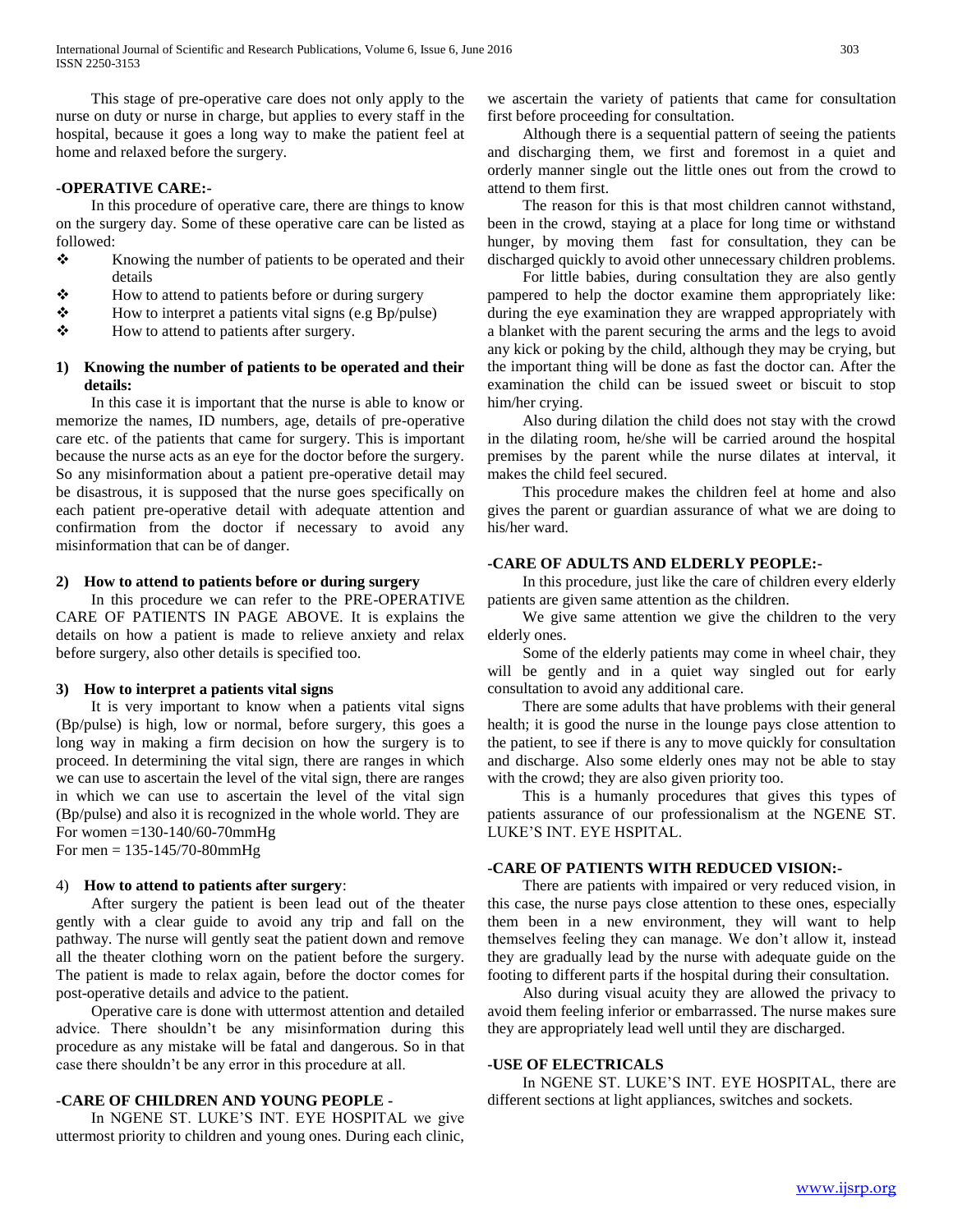This stage of pre-operative care does not only apply to the nurse on duty or nurse in charge, but applies to every staff in the hospital, because it goes a long way to make the patient feel at home and relaxed before the surgery.

### -OPERATIVE CARE:-

In this procedure of operative care, there are things to know on the surgery day. Some of these operative care can be listed as followed:

- Knowing the number of patients to be operated and their details
- How to attend to patients before or during surgery
- How to interpret a patients vital signs (e.g Bp/pulse)
- How to attend to patients after surgery.

**1) Knowing the number of patients to be operated and their details:**

In this case it is important that the nurse is able to know or memorize the names, ID numbers, age, details of pre-operative care etc. of the patients that came for surgery. This is important because the nurse acts as an eye for the doctor before the surgery. So any misinformation about a patient pre-operative detail may be disastrous, it is supposed that the nurse goes specifically on each patient pre-operative detail with adequate attention and confirmation from the doctor if necessary to avoid any misinformation that can be of danger.

**2) How to attend to patients before or during surgery**

In this procedure we can refer to the PRE-OPERATIVE CARE OF PATIENTS IN PAGE ABOVE. It is explains the details on how a patient is made to relieve anxiety and relax before surgery, also other details is specified too.

**3) How to interpret a patients vital signs**

It is very important to know when a patients vital signs (Bp/pulse) is high, low or normal, before surgery, this goes a long way in making a firm decision on how the surgery is to proceed. In determining the vital sign, there are ranges in which we can use to ascertain the level of the vital sign, there are ranges in which we can use to ascertain the level of the vital sign (Bp/pulse) and also it is recognized in the whole world. They are
For women =130-140/60-70mmHg
For men = 135-145/70-80mmHg

4) **How to attend to patients after surgery**:

After surgery the patient is been lead out of the theater gently with a clear guide to avoid any trip and fall on the pathway. The nurse will gently seat the patient down and remove all the theater clothing worn on the patient before the surgery. The patient is made to relax again, before the doctor comes for post-operative details and advice to the patient.

Operative care is done with uttermost attention and detailed advice. There shouldn't be any misinformation during this procedure as any mistake will be fatal and dangerous. So in that case there shouldn't be any error in this procedure at all.

### -CARE OF CHILDREN AND YOUNG PEOPLE -

In NGENE ST. LUKE'S INT. EYE HOSPITAL we give uttermost priority to children and young ones. During each clinic, we ascertain the variety of patients that came for consultation first before proceeding for consultation.

Although there is a sequential pattern of seeing the patients and discharging them, we first and foremost in a quiet and orderly manner single out the little ones out from the crowd to attend to them first.

The reason for this is that most children cannot withstand, been in the crowd, staying at a place for long time or withstand hunger, by moving them fast for consultation, they can be discharged quickly to avoid other unnecessary children problems.

For little babies, during consultation they are also gently pampered to help the doctor examine them appropriately like: during the eye examination they are wrapped appropriately with a blanket with the parent securing the arms and the legs to avoid any kick or poking by the child, although they may be crying, but the important thing will be done as fast the doctor can. After the examination the child can be issued sweet or biscuit to stop him/her crying.

Also during dilation the child does not stay with the crowd in the dilating room, he/she will be carried around the hospital premises by the parent while the nurse dilates at interval, it makes the child feel secured.

This procedure makes the children feel at home and also gives the parent or guardian assurance of what we are doing to his/her ward.

### -CARE OF ADULTS AND ELDERLY PEOPLE:-

In this procedure, just like the care of children every elderly patients are given same attention as the children.

We give same attention we give the children to the very elderly ones.

Some of the elderly patients may come in wheel chair, they will be gently and in a quiet way singled out for early consultation to avoid any additional care.

There are some adults that have problems with their general health; it is good the nurse in the lounge pays close attention to the patient, to see if there is any to move quickly for consultation and discharge. Also some elderly ones may not be able to stay with the crowd; they are also given priority too.

This is a humanly procedures that gives this types of patients assurance of our professionalism at the NGENE ST. LUKE'S INT. EYE HSPITAL.

### -CARE OF PATIENTS WITH REDUCED VISION:-

There are patients with impaired or very reduced vision, in this case, the nurse pays close attention to these ones, especially them been in a new environment, they will want to help themselves feeling they can manage. We don't allow it, instead they are gradually lead by the nurse with adequate guide on the footing to different parts if the hospital during their consultation.

Also during visual acuity they are allowed the privacy to avoid them feeling inferior or embarrassed. The nurse makes sure they are appropriately lead well until they are discharged.

### -USE OF ELECTRICALS

In NGENE ST. LUKE'S INT. EYE HOSPITAL, there are different sections at light appliances, switches and sockets.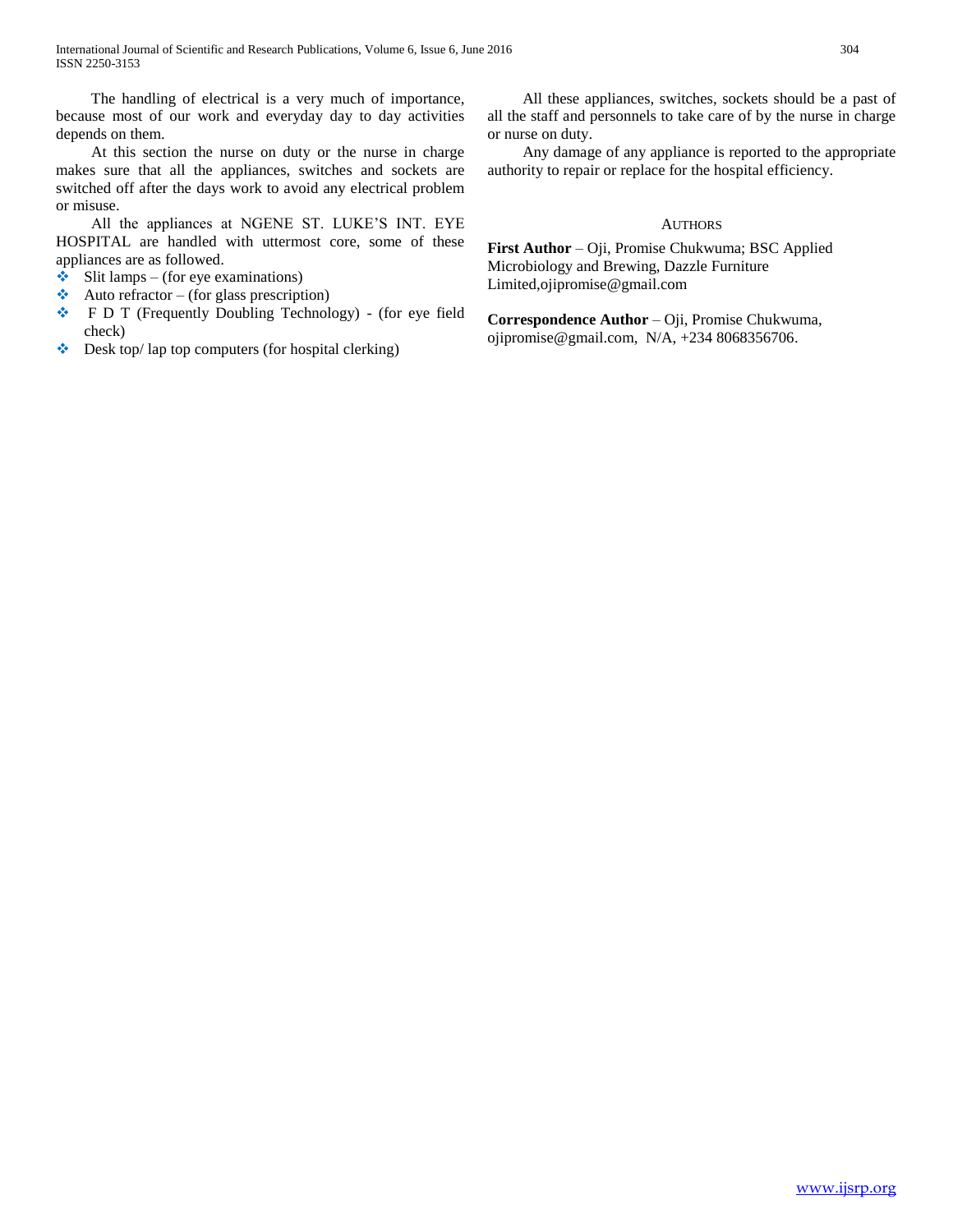The handling of electrical is a very much of importance, because most of our work and everyday day to day activities depends on them.

At this section the nurse on duty or the nurse in charge makes sure that all the appliances, switches and sockets are switched off after the days work to avoid any electrical problem or misuse.

All the appliances at NGENE ST. LUKE'S INT. EYE HOSPITAL are handled with uttermost core, some of these appliances are as followed.

- Slit lamps – (for eye examinations)
- Auto refractor – (for glass prescription)
- F D T (Frequently Doubling Technology) - (for eye field check)
- Desk top/ lap top computers (for hospital clerking)

All these appliances, switches, sockets should be a past of all the staff and personnels to take care of by the nurse in charge or nurse on duty.

Any damage of any appliance is reported to the appropriate authority to repair or replace for the hospital efficiency.

## AUTHORS

**First Author** – Oji, Promise Chukwuma; BSC Applied Microbiology and Brewing, Dazzle Furniture Limited,ojipromise@gmail.com

**Correspondence Author** – Oji, Promise Chukwuma, ojipromise@gmail.com, N/A, +234 8068356706.